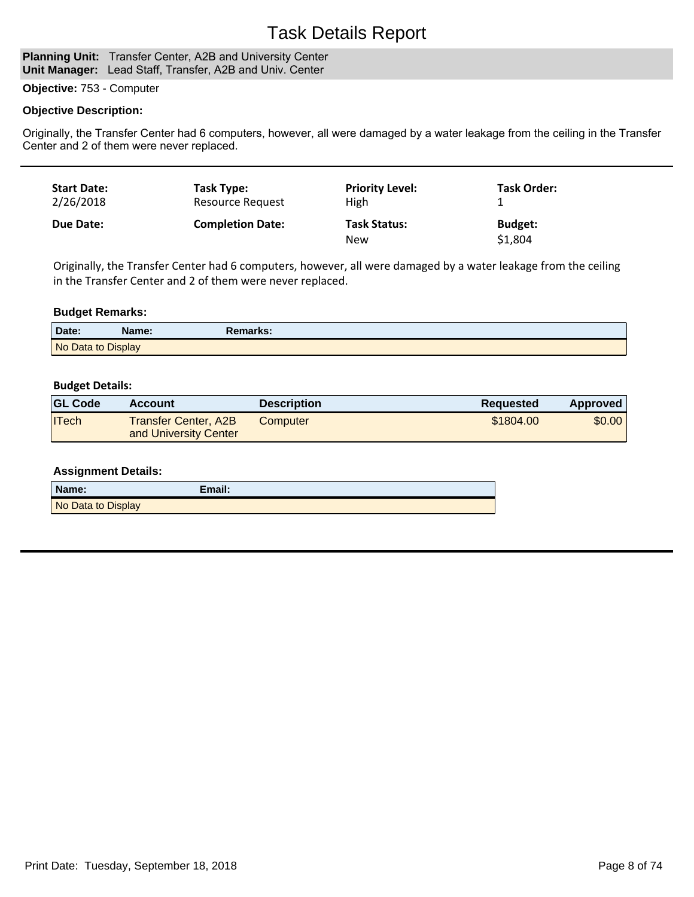# Task Details Report

**Planning Unit:** Transfer Center, A2B and University Center
**Unit Manager:** Lead Staff, Transfer, A2B and Univ. Center

**Objective:** 753 - Computer

**Objective Description:**

Originally, the Transfer Center had 6 computers, however, all were damaged by a water leakage from the ceiling in the Transfer Center and 2 of them were never replaced.

---

| **Start Date:** | **Task Type:** | **Priority Level:** | **Task Order:** |
|---|---|---|---|
| 2/26/2018 | Resource Request | High | 1 |
| **Due Date:** | **Completion Date:** | **Task Status:** | **Budget:** |
| | | New | $1,804 |

Originally, the Transfer Center had 6 computers, however, all were damaged by a water leakage from the ceiling in the Transfer Center and 2 of them were never replaced.

**Budget Remarks:**

| Date: | Name: | Remarks: |
|---|---|---|
| No Data to Display | | |

**Budget Details:**

| GL Code | Account | Description | Requested | Approved |
|---|---|---|---|---|
| ITech | Transfer Center, A2B and University Center | Computer | $1804.00 | $0.00 |

**Assignment Details:**

| Name: | Email: |
|---|---|
| No Data to Display | |

---

Print Date: Tuesday, September 18, 2018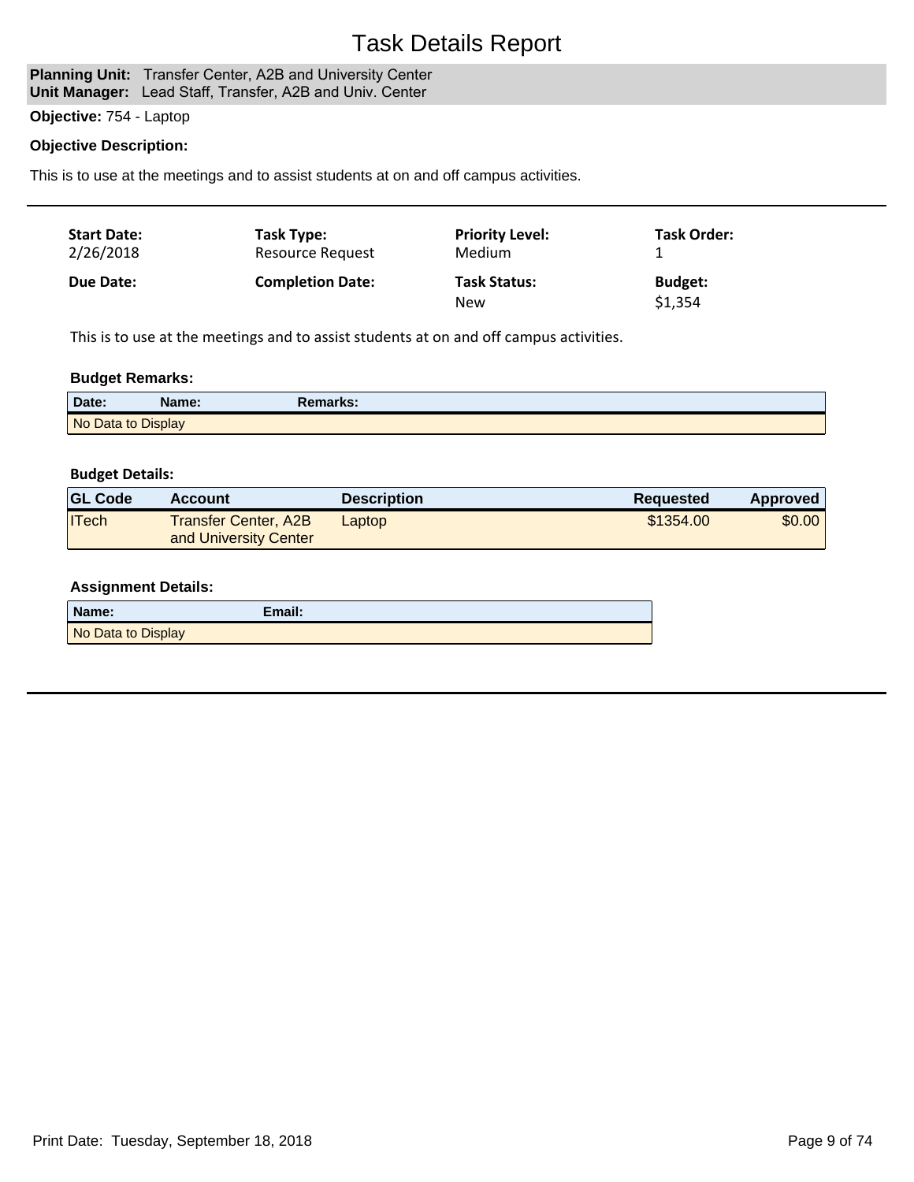# Task Details Report

**Planning Unit:** Transfer Center, A2B and University Center
**Unit Manager:** Lead Staff, Transfer, A2B and Univ. Center

**Objective:** 754 - Laptop

**Objective Description:**

This is to use at the meetings and to assist students at on and off campus activities.

| | | | |
|---|---|---|---|
| **Start Date:** 2/26/2018 | **Task Type:** Resource Request | **Priority Level:** Medium | **Task Order:** 1 |
| **Due Date:** | **Completion Date:** | **Task Status:** New | **Budget:** $1,354 |

This is to use at the meetings and to assist students at on and off campus activities.

**Budget Remarks:**

| Date: | Name: | Remarks: |
|---|---|---|
| No Data to Display | | |

**Budget Details:**

| GL Code | Account | Description | Requested | Approved |
|---|---|---|---|---|
| ITech | Transfer Center, A2B and University Center | Laptop | $1354.00 | $0.00 |

**Assignment Details:**

| Name: | Email: |
|---|---|
| No Data to Display | |

Print Date: Tuesday, September 18, 2018